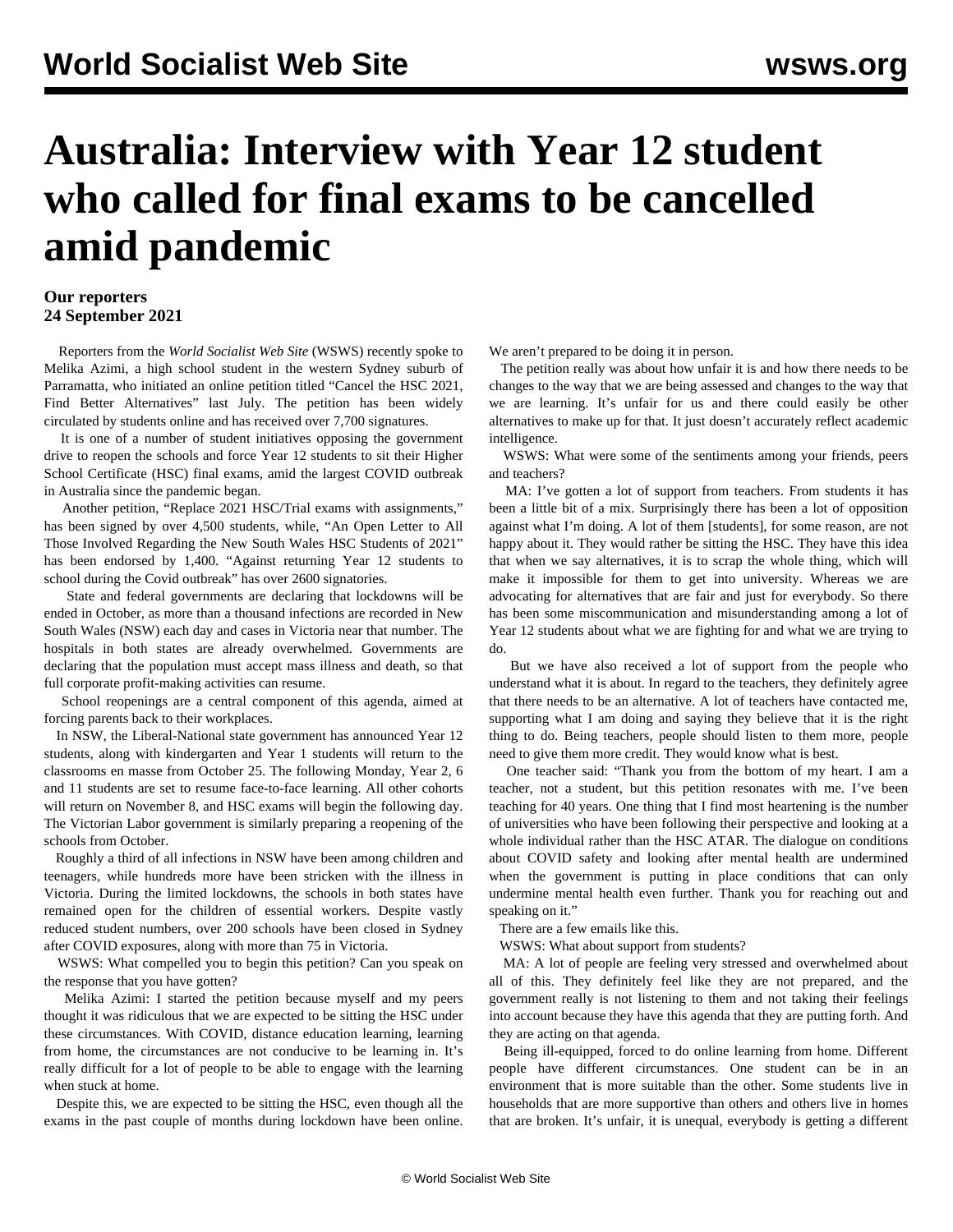# Australia: Interview with Year 12 student who called for final exams to be cancelled amid pandemic

**Our reporters**
**24 September 2021**

Reporters from the *World Socialist Web Site* (WSWS) recently spoke to Melika Azimi, a high school student in the western Sydney suburb of Parramatta, who initiated an online petition titled "Cancel the HSC 2021, Find Better Alternatives" last July. The petition has been widely circulated by students online and has received over 7,700 signatures.

It is one of a number of student initiatives opposing the government drive to reopen the schools and force Year 12 students to sit their Higher School Certificate (HSC) final exams, amid the largest COVID outbreak in Australia since the pandemic began.

Another petition, "Replace 2021 HSC/Trial exams with assignments," has been signed by over 4,500 students, while, "An Open Letter to All Those Involved Regarding the New South Wales HSC Students of 2021" has been endorsed by 1,400. "Against returning Year 12 students to school during the Covid outbreak" has over 2600 signatories.

State and federal governments are declaring that lockdowns will be ended in October, as more than a thousand infections are recorded in New South Wales (NSW) each day and cases in Victoria near that number. The hospitals in both states are already overwhelmed. Governments are declaring that the population must accept mass illness and death, so that full corporate profit-making activities can resume.

School reopenings are a central component of this agenda, aimed at forcing parents back to their workplaces.

In NSW, the Liberal-National state government has announced Year 12 students, along with kindergarten and Year 1 students will return to the classrooms en masse from October 25. The following Monday, Year 2, 6 and 11 students are set to resume face-to-face learning. All other cohorts will return on November 8, and HSC exams will begin the following day. The Victorian Labor government is similarly preparing a reopening of the schools from October.

Roughly a third of all infections in NSW have been among children and teenagers, while hundreds more have been stricken with the illness in Victoria. During the limited lockdowns, the schools in both states have remained open for the children of essential workers. Despite vastly reduced student numbers, over 200 schools have been closed in Sydney after COVID exposures, along with more than 75 in Victoria.

WSWS: What compelled you to begin this petition? Can you speak on the response that you have gotten?

Melika Azimi: I started the petition because myself and my peers thought it was ridiculous that we are expected to be sitting the HSC under these circumstances. With COVID, distance education learning, learning from home, the circumstances are not conducive to be learning in. It's really difficult for a lot of people to be able to engage with the learning when stuck at home.

Despite this, we are expected to be sitting the HSC, even though all the exams in the past couple of months during lockdown have been online. We aren't prepared to be doing it in person.

The petition really was about how unfair it is and how there needs to be changes to the way that we are being assessed and changes to the way that we are learning. It's unfair for us and there could easily be other alternatives to make up for that. It just doesn't accurately reflect academic intelligence.

WSWS: What were some of the sentiments among your friends, peers and teachers?

MA: I've gotten a lot of support from teachers. From students it has been a little bit of a mix. Surprisingly there has been a lot of opposition against what I'm doing. A lot of them [students], for some reason, are not happy about it. They would rather be sitting the HSC. They have this idea that when we say alternatives, it is to scrap the whole thing, which will make it impossible for them to get into university. Whereas we are advocating for alternatives that are fair and just for everybody. So there has been some miscommunication and misunderstanding among a lot of Year 12 students about what we are fighting for and what we are trying to do.

But we have also received a lot of support from the people who understand what it is about. In regard to the teachers, they definitely agree that there needs to be an alternative. A lot of teachers have contacted me, supporting what I am doing and saying they believe that it is the right thing to do. Being teachers, people should listen to them more, people need to give them more credit. They would know what is best.

One teacher said: "Thank you from the bottom of my heart. I am a teacher, not a student, but this petition resonates with me. I've been teaching for 40 years. One thing that I find most heartening is the number of universities who have been following their perspective and looking at a whole individual rather than the HSC ATAR. The dialogue on conditions about COVID safety and looking after mental health are undermined when the government is putting in place conditions that can only undermine mental health even further. Thank you for reaching out and speaking on it."

There are a few emails like this.

WSWS: What about support from students?

MA: A lot of people are feeling very stressed and overwhelmed about all of this. They definitely feel like they are not prepared, and the government really is not listening to them and not taking their feelings into account because they have this agenda that they are putting forth. And they are acting on that agenda.

Being ill-equipped, forced to do online learning from home. Different people have different circumstances. One student can be in an environment that is more suitable than the other. Some students live in households that are more supportive than others and others live in homes that are broken. It's unfair, it is unequal, everybody is getting a different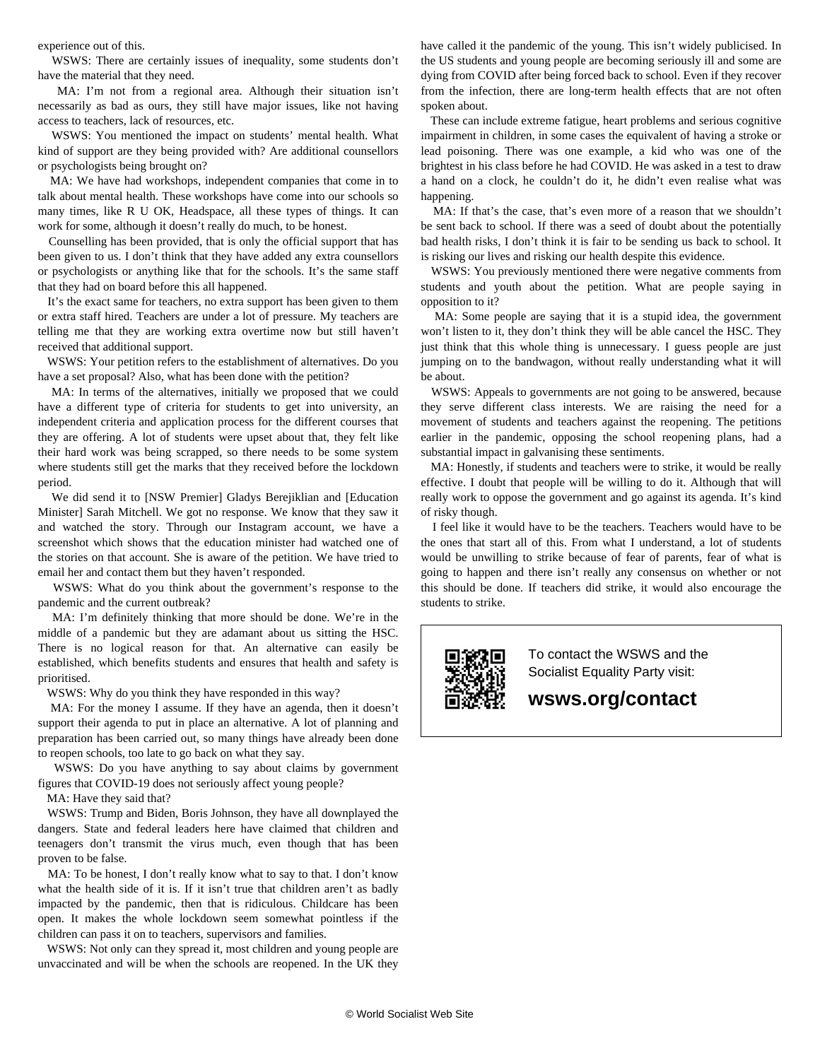experience out of this.

WSWS: There are certainly issues of inequality, some students don't have the material that they need.

MA: I'm not from a regional area. Although their situation isn't necessarily as bad as ours, they still have major issues, like not having access to teachers, lack of resources, etc.

WSWS: You mentioned the impact on students' mental health. What kind of support are they being provided with? Are additional counsellors or psychologists being brought on?

MA: We have had workshops, independent companies that come in to talk about mental health. These workshops have come into our schools so many times, like R U OK, Headspace, all these types of things. It can work for some, although it doesn't really do much, to be honest.

Counselling has been provided, that is only the official support that has been given to us. I don't think that they have added any extra counsellors or psychologists or anything like that for the schools. It's the same staff that they had on board before this all happened.

It's the exact same for teachers, no extra support has been given to them or extra staff hired. Teachers are under a lot of pressure. My teachers are telling me that they are working extra overtime now but still haven't received that additional support.

WSWS: Your petition refers to the establishment of alternatives. Do you have a set proposal? Also, what has been done with the petition?

MA: In terms of the alternatives, initially we proposed that we could have a different type of criteria for students to get into university, an independent criteria and application process for the different courses that they are offering. A lot of students were upset about that, they felt like their hard work was being scrapped, so there needs to be some system where students still get the marks that they received before the lockdown period.

We did send it to [NSW Premier] Gladys Berejiklian and [Education Minister] Sarah Mitchell. We got no response. We know that they saw it and watched the story. Through our Instagram account, we have a screenshot which shows that the education minister had watched one of the stories on that account. She is aware of the petition. We have tried to email her and contact them but they haven't responded.

WSWS: What do you think about the government's response to the pandemic and the current outbreak?

MA: I'm definitely thinking that more should be done. We're in the middle of a pandemic but they are adamant about us sitting the HSC. There is no logical reason for that. An alternative can easily be established, which benefits students and ensures that health and safety is prioritised.

WSWS: Why do you think they have responded in this way?

MA: For the money I assume. If they have an agenda, then it doesn't support their agenda to put in place an alternative. A lot of planning and preparation has been carried out, so many things have already been done to reopen schools, too late to go back on what they say.

WSWS: Do you have anything to say about claims by government figures that COVID-19 does not seriously affect young people?

MA: Have they said that?

WSWS: Trump and Biden, Boris Johnson, they have all downplayed the dangers. State and federal leaders here have claimed that children and teenagers don't transmit the virus much, even though that has been proven to be false.

MA: To be honest, I don't really know what to say to that. I don't know what the health side of it is. If it isn't true that children aren't as badly impacted by the pandemic, then that is ridiculous. Childcare has been open. It makes the whole lockdown seem somewhat pointless if the children can pass it on to teachers, supervisors and families.

WSWS: Not only can they spread it, most children and young people are unvaccinated and will be when the schools are reopened. In the UK they have called it the pandemic of the young. This isn't widely publicised. In the US students and young people are becoming seriously ill and some are dying from COVID after being forced back to school. Even if they recover from the infection, there are long-term health effects that are not often spoken about.

These can include extreme fatigue, heart problems and serious cognitive impairment in children, in some cases the equivalent of having a stroke or lead poisoning. There was one example, a kid who was one of the brightest in his class before he had COVID. He was asked in a test to draw a hand on a clock, he couldn't do it, he didn't even realise what was happening.

MA: If that's the case, that's even more of a reason that we shouldn't be sent back to school. If there was a seed of doubt about the potentially bad health risks, I don't think it is fair to be sending us back to school. It is risking our lives and risking our health despite this evidence.

WSWS: You previously mentioned there were negative comments from students and youth about the petition. What are people saying in opposition to it?

MA: Some people are saying that it is a stupid idea, the government won't listen to it, they don't think they will be able cancel the HSC. They just think that this whole thing is unnecessary. I guess people are just jumping on to the bandwagon, without really understanding what it will be about.

WSWS: Appeals to governments are not going to be answered, because they serve different class interests. We are raising the need for a movement of students and teachers against the reopening. The petitions earlier in the pandemic, opposing the school reopening plans, had a substantial impact in galvanising these sentiments.

MA: Honestly, if students and teachers were to strike, it would be really effective. I doubt that people will be willing to do it. Although that will really work to oppose the government and go against its agenda. It's kind of risky though.

I feel like it would have to be the teachers. Teachers would have to be the ones that start all of this. From what I understand, a lot of students would be unwilling to strike because of fear of parents, fear of what is going to happen and there isn't really any consensus on whether or not this should be done. If teachers did strike, it would also encourage the students to strike.

To contact the WSWS and the Socialist Equality Party visit:

**wsws.org/contact**